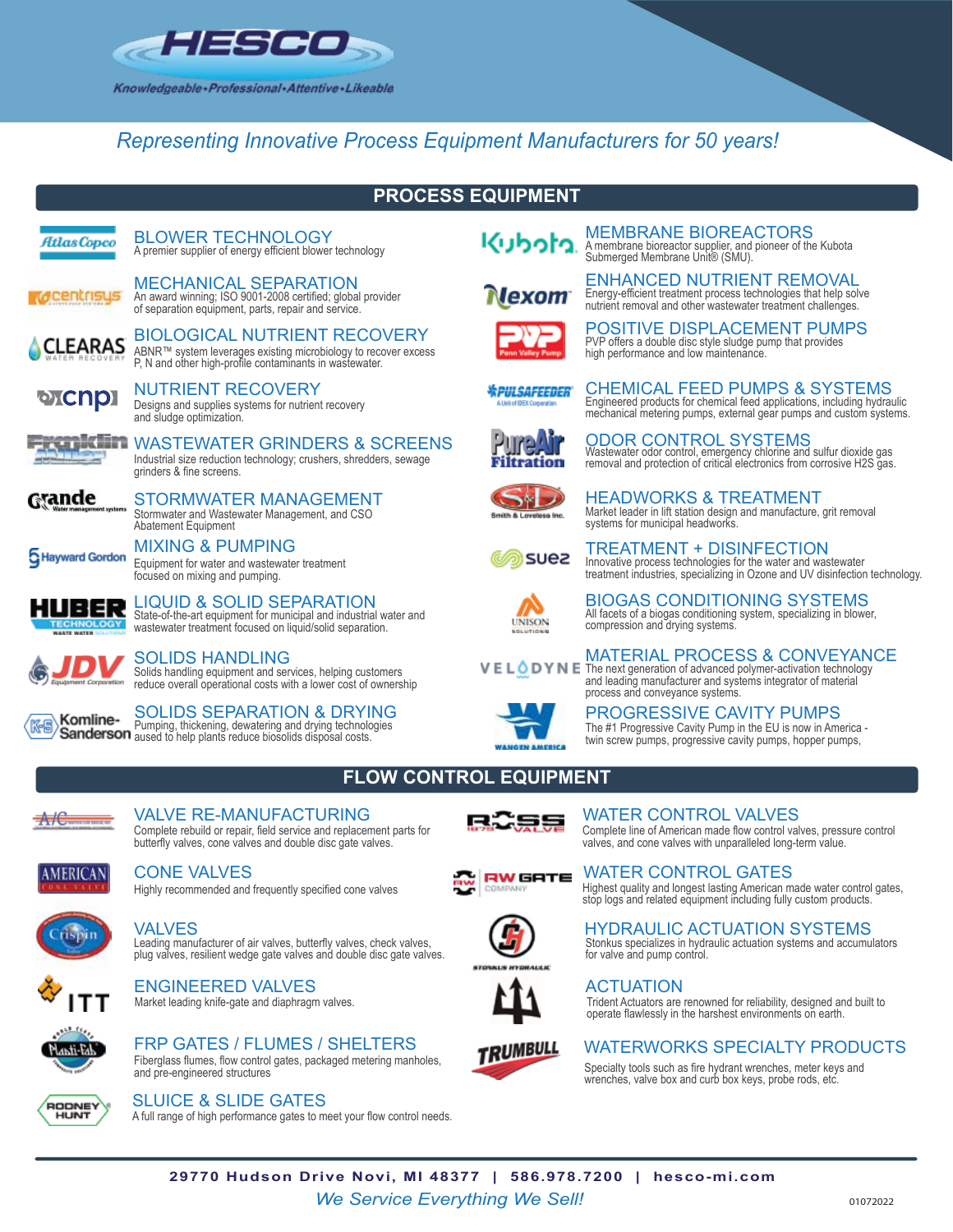# HESCO

*Knowledgeable • Professional • Attentive • Likeable*

*Representing Innovative Process Equipment Manufacturers for 50 years!*

## PROCESS EQUIPMENT

**Atlas Copco**
### BLOWER TECHNOLOGY
A premier supplier of energy efficient blower technology

**centrisys**
### MECHANICAL SEPARATION
An award winning; ISO 9001-2008 certified; global provider of separation equipment, parts, repair and service.

**CLEARAS**
### BIOLOGICAL NUTRIENT RECOVERY
ABNR™ system leverages existing microbiology to recover excess P, N and other high-profile contaminants in wastewater.

**cnp**
### NUTRIENT RECOVERY
Designs and supplies systems for nutrient recovery and sludge optimization.

**Franklin Miller**
### WASTEWATER GRINDERS & SCREENS
Industrial size reduction technology; crushers, shredders, sewage grinders & fine screens.

**Grande**
### STORMWATER MANAGEMENT
Stormwater and Wastewater Management, and CSO Abatement Equipment

**Hayward Gordon**
### MIXING & PUMPING
Equipment for water and wastewater treatment focused on mixing and pumping.

**HUBER**
### LIQUID & SOLID SEPARATION
State-of-the-art equipment for municipal and industrial water and wastewater treatment focused on liquid/solid separation.

**JDV**
### SOLIDS HANDLING
Solids handling equipment and services, helping customers reduce overall operational costs with a lower cost of ownership

**Komline-Sanderson**
### SOLIDS SEPARATION & DRYING
Pumping, thickening, dewatering and drying technologies aused to help plants reduce biosolids disposal costs.

**Kubota**
### MEMBRANE BIOREACTORS
A membrane bioreactor supplier, and pioneer of the Kubota Submerged Membrane Unit® (SMU).

**Nexom**
### ENHANCED NUTRIENT REMOVAL
Energy-efficient treatment process technologies that help solve nutrient removal and other wastewater treatment challenges.

**PVP**
### POSITIVE DISPLACEMENT PUMPS
PVP offers a double disc style sludge pump that provides high performance and low maintenance.

**PULSAFEEDER**
### CHEMICAL FEED PUMPS & SYSTEMS
Engineered products for chemical feed applications, including hydraulic mechanical metering pumps, external gear pumps and custom systems.

**PureAir Filtration**
### ODOR CONTROL SYSTEMS
Wastewater odor control, emergency chlorine and sulfur dioxide gas removal and protection of critical electronics from corrosive H2S gas.

**Smith & Loveless Inc.**
### HEADWORKS & TREATMENT
Market leader in lift station design and manufacture, grit removal systems for municipal headworks.

**suez**
### TREATMENT + DISINFECTION
Innovative process technologies for the water and wastewater treatment industries, specializing in Ozone and UV disinfection technology.

**UNISON SOLUTIONS**
### BIOGAS CONDITIONING SYSTEMS
All facets of a biogas conditioning system, specializing in blower, compression and drying systems.

**VELODYNE**
### MATERIAL PROCESS & CONVEYANCE
The next generation of advanced polymer-activation technology and leading manufacturer and systems integrator of material process and conveyance systems.

**WANGEN AMERICA**
### PROGRESSIVE CAVITY PUMPS
The #1 Progressive Cavity Pump in the EU is now in America - twin screw pumps, progressive cavity pumps, hopper pumps,

## FLOW CONTROL EQUIPMENT

**A/C**
### VALVE RE-MANUFACTURING
Complete rebuild or repair, field service and replacement parts for butterfly valves, cone valves and double disc gate valves.

**AMERICAN CONE VALVE**
### CONE VALVES
Highly recommended and frequently specified cone valves

**Crispin**
### VALVES
Leading manufacturer of air valves, butterfly valves, check valves, plug valves, resilient wedge gate valves and double disc gate valves.

**ITT**
### ENGINEERED VALVES
Market leading knife-gate and diaphragm valves.

**Plasti-Fab**
### FRP GATES / FLUMES / SHELTERS
Fiberglass flumes, flow control gates, packaged metering manholes, and pre-engineered structures

**RODNEY HUNT**
### SLUICE & SLIDE GATES
A full range of high performance gates to meet your flow control needs.

**ROSS VALVE**
### WATER CONTROL VALVES
Complete line of American made flow control valves, pressure control valves, and cone valves with unparalleled long-term value.

**RW GATE COMPANY**
### WATER CONTROL GATES
Highest quality and longest lasting American made water control gates, stop logs and related equipment including fully custom products.

**STONKUS HYDRAULIC**
### HYDRAULIC ACTUATION SYSTEMS
Stonkus specializes in hydraulic actuation systems and accumulators for valve and pump control.

### ACTUATION
Trident Actuators are renowned for reliability, designed and built to operate flawlessly in the harshest environments on earth.

**TRUMBULL**
### WATERWORKS SPECIALTY PRODUCTS
Specialty tools such as fire hydrant wrenches, meter keys and wrenches, valve box and curb box keys, probe rods, etc.

---

**29770 Hudson Drive Novi, MI 48377 | 586.978.7200 | hesco-mi.com**

*We Service Everything We Sell!*

01072022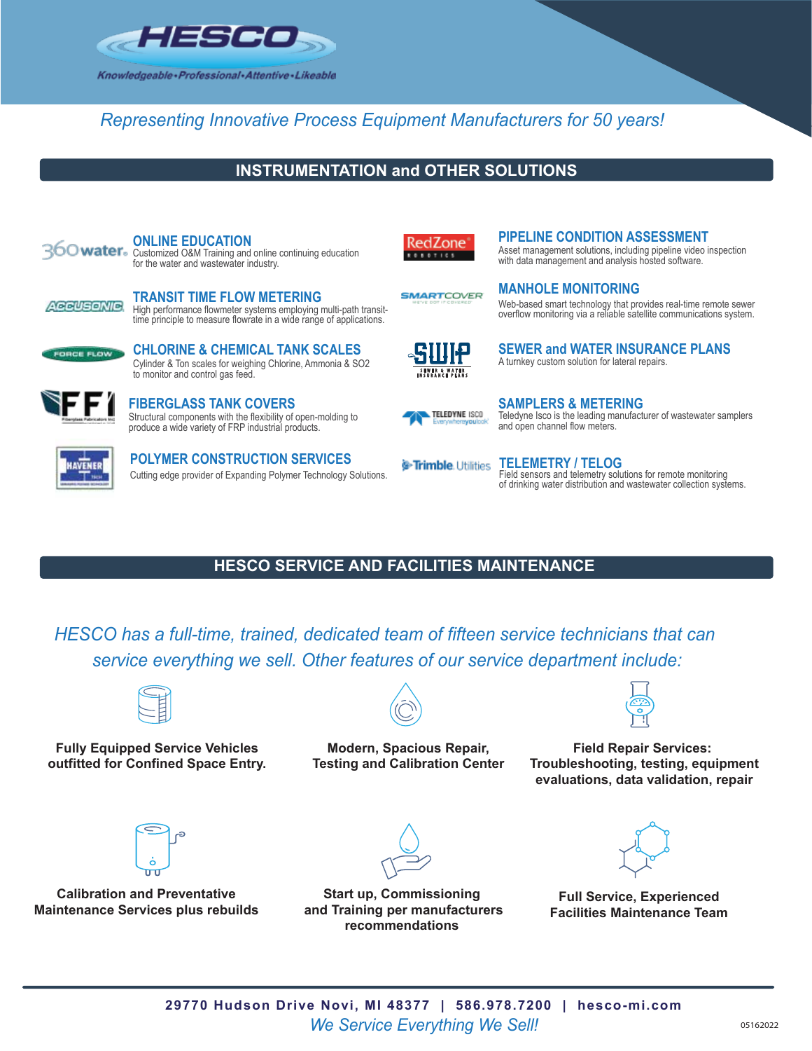# HESCO

*Knowledgeable • Professional • Attentive • Likeable*

*Representing Innovative Process Equipment Manufacturers for 50 years!*

## INSTRUMENTATION and OTHER SOLUTIONS

### ONLINE EDUCATION
360water.
Customized O&M Training and online continuing education for the water and wastewater industry.

### TRANSIT TIME FLOW METERING
ACCUSONIC
High performance flowmeter systems employing multi-path transit-time principle to measure flowrate in a wide range of applications.

### CHLORINE & CHEMICAL TANK SCALES
FORCE FLOW
Cylinder & Ton scales for weighing Chlorine, Ammonia & SO2 to monitor and control gas feed.

### FIBERGLASS TANK COVERS
FFI
Structural components with the flexibility of open-molding to produce a wide variety of FRP industrial products.

### POLYMER CONSTRUCTION SERVICES
HAVENER
Cutting edge provider of Expanding Polymer Technology Solutions.

### PIPELINE CONDITION ASSESSMENT
RedZone Robotics
Asset management solutions, including pipeline video inspection with data management and analysis hosted software.

### MANHOLE MONITORING
SMARTCOVER
Web-based smart technology that provides real-time remote sewer overflow monitoring via a reliable satellite communications system.

### SEWER and WATER INSURANCE PLANS
SWIP Sewer & Water Insurance Plans
A turnkey custom solution for lateral repairs.

### SAMPLERS & METERING
TELEDYNE ISCO
Teledyne Isco is the leading manufacturer of wastewater samplers and open channel flow meters.

### TELEMETRY / TELOG
Trimble Utilities
Field sensors and telemetry solutions for remote monitoring of drinking water distribution and wastewater collection systems.

## HESCO SERVICE AND FACILITIES MAINTENANCE

*HESCO has a full-time, trained, dedicated team of fifteen service technicians that can service everything we sell. Other features of our service department include:*

**Fully Equipped Service Vehicles outfitted for Confined Space Entry.**

**Modern, Spacious Repair, Testing and Calibration Center**

**Field Repair Services: Troubleshooting, testing, equipment evaluations, data validation, repair**

**Calibration and Preventative Maintenance Services plus rebuilds**

**Start up, Commissioning and Training per manufacturers recommendations**

**Full Service, Experienced Facilities Maintenance Team**

**29770 Hudson Drive Novi, MI 48377 | 586.978.7200 | hesco-mi.com**

*We Service Everything We Sell!*

05162022